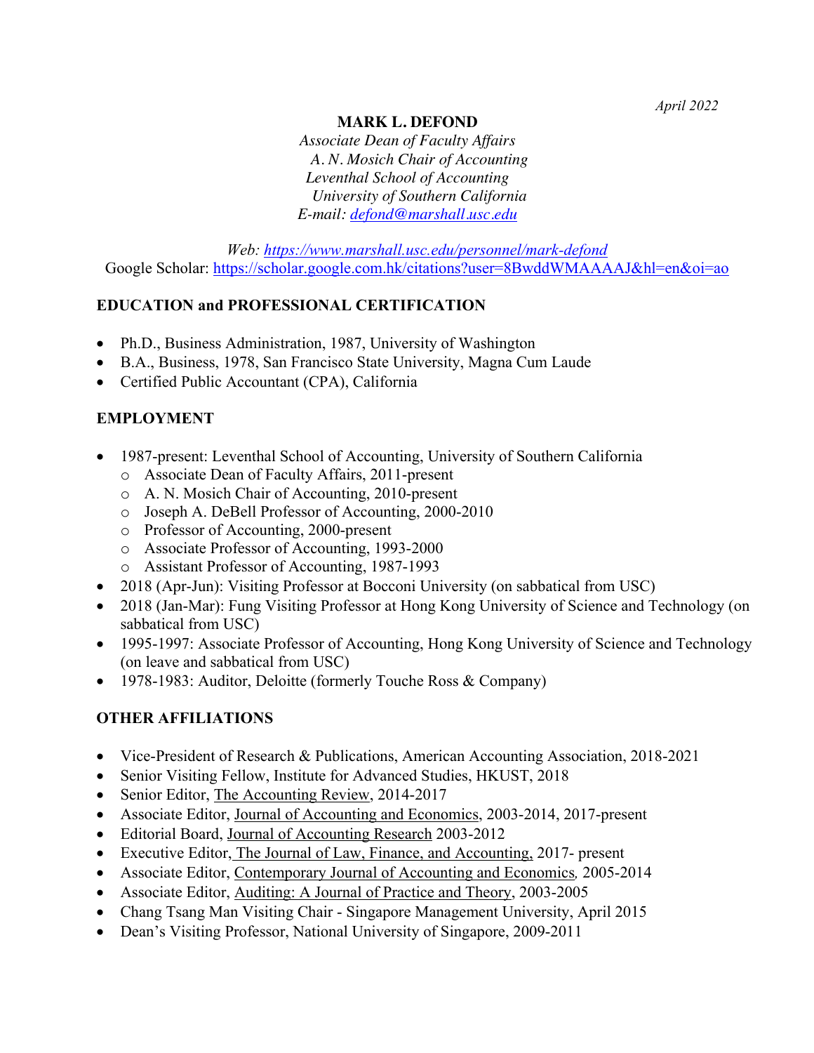*April 2022*

**MARK L. DEFOND**

*Associate Dean of Faculty Affairs*
*A. N. Mosich Chair of Accounting*
*Leventhal School of Accounting*
*University of Southern California*
*E-mail: defond@marshall.usc.edu*

*Web: https://www.marshall.usc.edu/personnel/mark-defond*
Google Scholar: https://scholar.google.com.hk/citations?user=8BwddWMAAAAJ&hl=en&oi=ao

## EDUCATION and PROFESSIONAL CERTIFICATION

- Ph.D., Business Administration, 1987, University of Washington
- B.A., Business, 1978, San Francisco State University, Magna Cum Laude
- Certified Public Accountant (CPA), California

## EMPLOYMENT

- 1987-present: Leventhal School of Accounting, University of Southern California
  - Associate Dean of Faculty Affairs, 2011-present
  - A. N. Mosich Chair of Accounting, 2010-present
  - Joseph A. DeBell Professor of Accounting, 2000-2010
  - Professor of Accounting, 2000-present
  - Associate Professor of Accounting, 1993-2000
  - Assistant Professor of Accounting, 1987-1993
- 2018 (Apr-Jun): Visiting Professor at Bocconi University (on sabbatical from USC)
- 2018 (Jan-Mar): Fung Visiting Professor at Hong Kong University of Science and Technology (on sabbatical from USC)
- 1995-1997: Associate Professor of Accounting, Hong Kong University of Science and Technology (on leave and sabbatical from USC)
- 1978-1983: Auditor, Deloitte (formerly Touche Ross & Company)

## OTHER AFFILIATIONS

- Vice-President of Research & Publications, American Accounting Association, 2018-2021
- Senior Visiting Fellow, Institute for Advanced Studies, HKUST, 2018
- Senior Editor, The Accounting Review, 2014-2017
- Associate Editor, Journal of Accounting and Economics, 2003-2014, 2017-present
- Editorial Board, Journal of Accounting Research 2003-2012
- Executive Editor, The Journal of Law, Finance, and Accounting, 2017- present
- Associate Editor, Contemporary Journal of Accounting and Economics, 2005-2014
- Associate Editor, Auditing: A Journal of Practice and Theory, 2003-2005
- Chang Tsang Man Visiting Chair - Singapore Management University, April 2015
- Dean's Visiting Professor, National University of Singapore, 2009-2011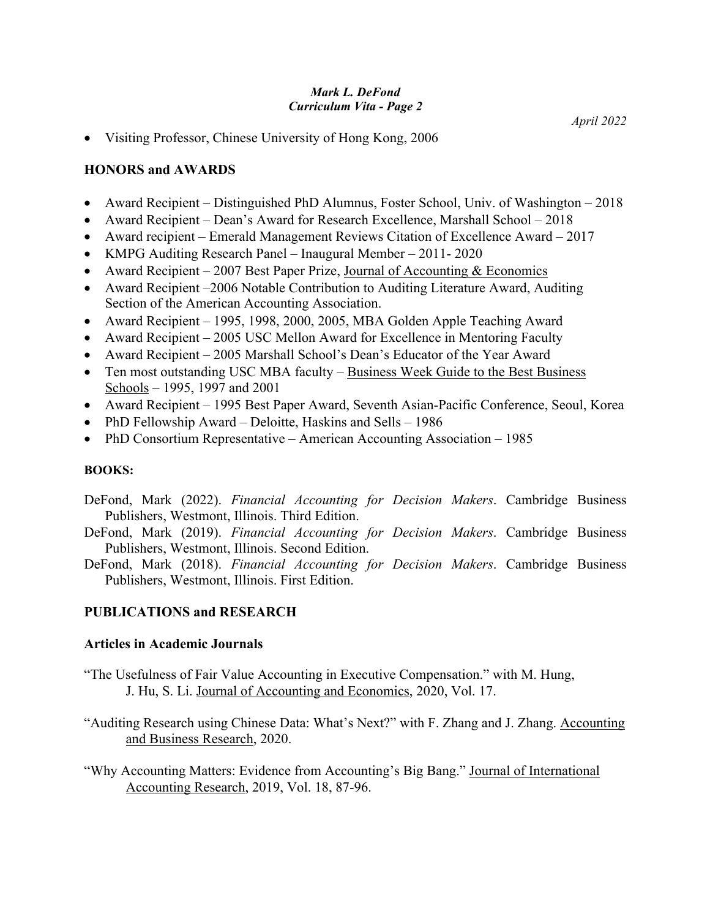- Visiting Professor, Chinese University of Hong Kong, 2006

## HONORS and AWARDS

- Award Recipient – Distinguished PhD Alumnus, Foster School, Univ. of Washington – 2018
- Award Recipient – Dean's Award for Research Excellence, Marshall School – 2018
- Award recipient – Emerald Management Reviews Citation of Excellence Award – 2017
- KMPG Auditing Research Panel – Inaugural Member – 2011- 2020
- Award Recipient – 2007 Best Paper Prize, Journal of Accounting & Economics
- Award Recipient –2006 Notable Contribution to Auditing Literature Award, Auditing Section of the American Accounting Association.
- Award Recipient – 1995, 1998, 2000, 2005, MBA Golden Apple Teaching Award
- Award Recipient – 2005 USC Mellon Award for Excellence in Mentoring Faculty
- Award Recipient – 2005 Marshall School's Dean's Educator of the Year Award
- Ten most outstanding USC MBA faculty – Business Week Guide to the Best Business Schools – 1995, 1997 and 2001
- Award Recipient – 1995 Best Paper Award, Seventh Asian-Pacific Conference, Seoul, Korea
- PhD Fellowship Award – Deloitte, Haskins and Sells – 1986
- PhD Consortium Representative – American Accounting Association – 1985

## BOOKS:

DeFond, Mark (2022). *Financial Accounting for Decision Makers*. Cambridge Business Publishers, Westmont, Illinois. Third Edition.

DeFond, Mark (2019). *Financial Accounting for Decision Makers*. Cambridge Business Publishers, Westmont, Illinois. Second Edition.

DeFond, Mark (2018). *Financial Accounting for Decision Makers*. Cambridge Business Publishers, Westmont, Illinois. First Edition.

## PUBLICATIONS and RESEARCH

### Articles in Academic Journals

"The Usefulness of Fair Value Accounting in Executive Compensation." with M. Hung, J. Hu, S. Li. Journal of Accounting and Economics, 2020, Vol. 17.

"Auditing Research using Chinese Data: What's Next?" with F. Zhang and J. Zhang. Accounting and Business Research, 2020.

"Why Accounting Matters: Evidence from Accounting's Big Bang." Journal of International Accounting Research, 2019, Vol. 18, 87-96.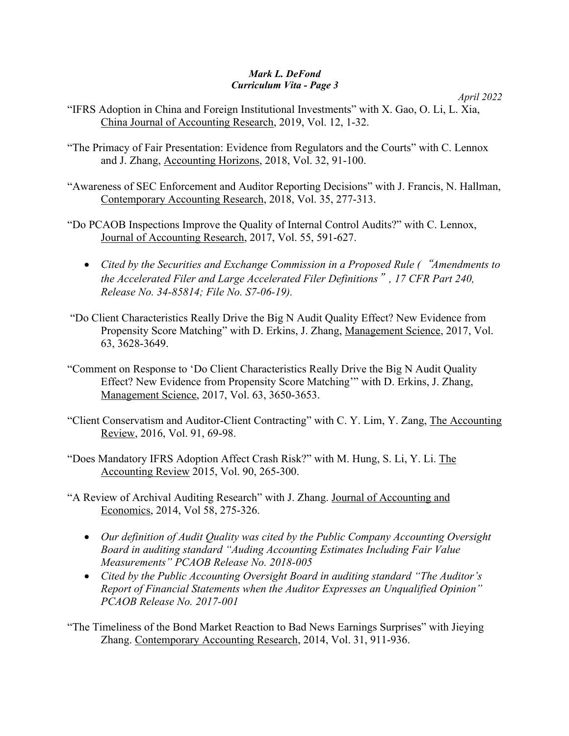"IFRS Adoption in China and Foreign Institutional Investments" with X. Gao, O. Li, L. Xia, China Journal of Accounting Research, 2019, Vol. 12, 1-32.

"The Primacy of Fair Presentation: Evidence from Regulators and the Courts" with C. Lennox and J. Zhang, Accounting Horizons, 2018, Vol. 32, 91-100.

"Awareness of SEC Enforcement and Auditor Reporting Decisions" with J. Francis, N. Hallman, Contemporary Accounting Research, 2018, Vol. 35, 277-313.

"Do PCAOB Inspections Improve the Quality of Internal Control Audits?" with C. Lennox, Journal of Accounting Research, 2017, Vol. 55, 591-627.

- *Cited by the Securities and Exchange Commission in a Proposed Rule (“Amendments to the Accelerated Filer and Large Accelerated Filer Definitions”, 17 CFR Part 240, Release No. 34-85814; File No. S7-06-19).*

"Do Client Characteristics Really Drive the Big N Audit Quality Effect? New Evidence from Propensity Score Matching" with D. Erkins, J. Zhang, Management Science, 2017, Vol. 63, 3628-3649.

"Comment on Response to 'Do Client Characteristics Really Drive the Big N Audit Quality Effect? New Evidence from Propensity Score Matching'" with D. Erkins, J. Zhang, Management Science, 2017, Vol. 63, 3650-3653.

"Client Conservatism and Auditor-Client Contracting" with C. Y. Lim, Y. Zang, The Accounting Review, 2016, Vol. 91, 69-98.

"Does Mandatory IFRS Adoption Affect Crash Risk?" with M. Hung, S. Li, Y. Li. The Accounting Review 2015, Vol. 90, 265-300.

"A Review of Archival Auditing Research" with J. Zhang. Journal of Accounting and Economics, 2014, Vol 58, 275-326.

- *Our definition of Audit Quality was cited by the Public Company Accounting Oversight Board in auditing standard "Auding Accounting Estimates Including Fair Value Measurements" PCAOB Release No. 2018-005*
- *Cited by the Public Accounting Oversight Board in auditing standard "The Auditor's Report of Financial Statements when the Auditor Expresses an Unqualified Opinion" PCAOB Release No. 2017-001*

"The Timeliness of the Bond Market Reaction to Bad News Earnings Surprises" with Jieying Zhang. Contemporary Accounting Research, 2014, Vol. 31, 911-936.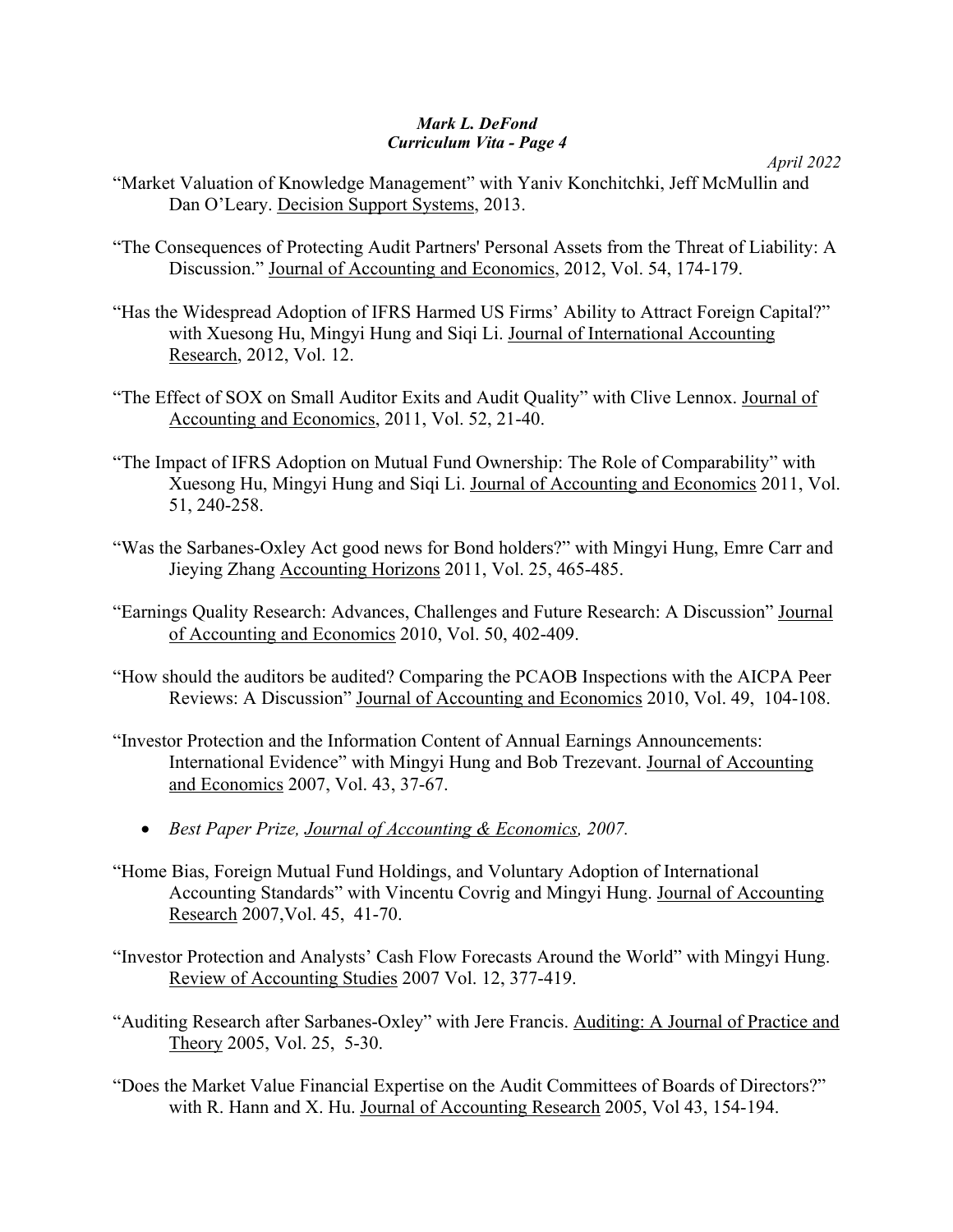"Market Valuation of Knowledge Management" with Yaniv Konchitchki, Jeff McMullin and Dan O'Leary. Decision Support Systems, 2013.

"The Consequences of Protecting Audit Partners' Personal Assets from the Threat of Liability: A Discussion." Journal of Accounting and Economics, 2012, Vol. 54, 174-179.

"Has the Widespread Adoption of IFRS Harmed US Firms' Ability to Attract Foreign Capital?" with Xuesong Hu, Mingyi Hung and Siqi Li. Journal of International Accounting Research, 2012, Vol. 12.

"The Effect of SOX on Small Auditor Exits and Audit Quality" with Clive Lennox. Journal of Accounting and Economics, 2011, Vol. 52, 21-40.

"The Impact of IFRS Adoption on Mutual Fund Ownership: The Role of Comparability" with Xuesong Hu, Mingyi Hung and Siqi Li. Journal of Accounting and Economics 2011, Vol. 51, 240-258.

"Was the Sarbanes-Oxley Act good news for Bond holders?" with Mingyi Hung, Emre Carr and Jieying Zhang Accounting Horizons 2011, Vol. 25, 465-485.

"Earnings Quality Research: Advances, Challenges and Future Research: A Discussion" Journal of Accounting and Economics 2010, Vol. 50, 402-409.

"How should the auditors be audited? Comparing the PCAOB Inspections with the AICPA Peer Reviews: A Discussion" Journal of Accounting and Economics 2010, Vol. 49, 104-108.

"Investor Protection and the Information Content of Annual Earnings Announcements: International Evidence" with Mingyi Hung and Bob Trezevant. Journal of Accounting and Economics 2007, Vol. 43, 37-67.

- *Best Paper Prize, Journal of Accounting & Economics, 2007.*

"Home Bias, Foreign Mutual Fund Holdings, and Voluntary Adoption of International Accounting Standards" with Vincentu Covrig and Mingyi Hung. Journal of Accounting Research 2007,Vol. 45, 41-70.

"Investor Protection and Analysts' Cash Flow Forecasts Around the World" with Mingyi Hung. Review of Accounting Studies 2007 Vol. 12, 377-419.

"Auditing Research after Sarbanes-Oxley" with Jere Francis. Auditing: A Journal of Practice and Theory 2005, Vol. 25, 5-30.

"Does the Market Value Financial Expertise on the Audit Committees of Boards of Directors?" with R. Hann and X. Hu. Journal of Accounting Research 2005, Vol 43, 154-194.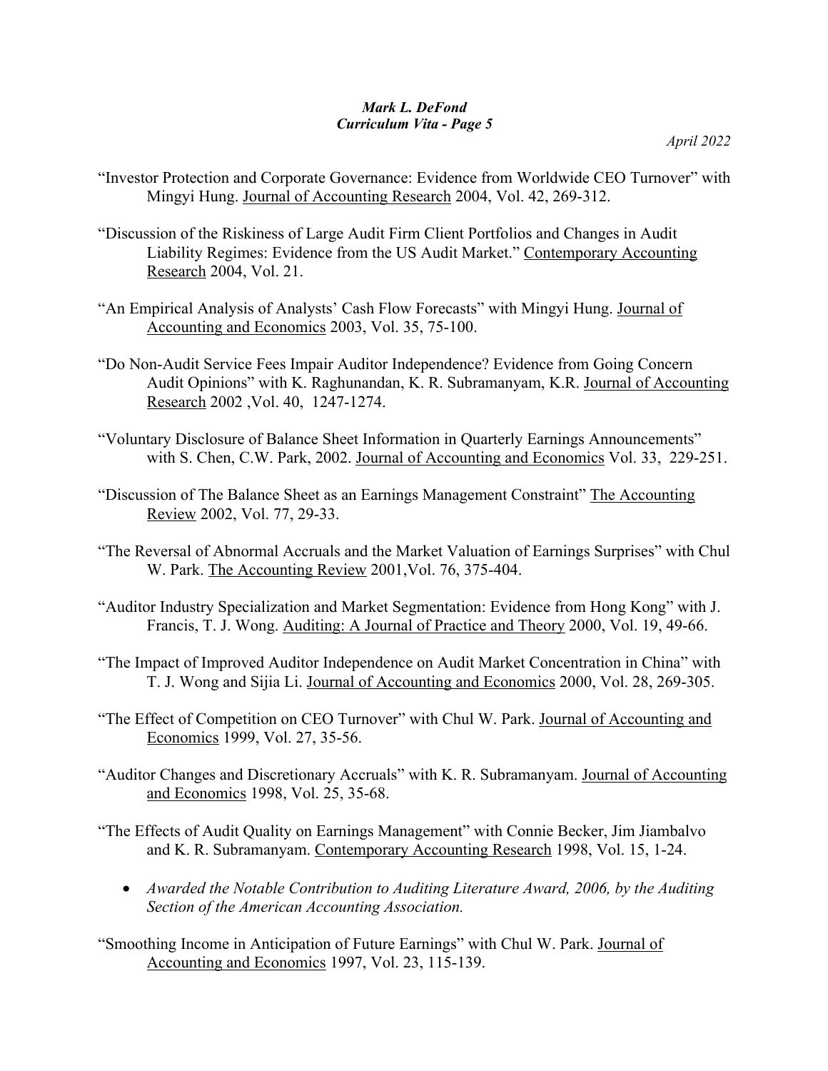"Investor Protection and Corporate Governance: Evidence from Worldwide CEO Turnover" with Mingyi Hung. Journal of Accounting Research 2004, Vol. 42, 269-312.

"Discussion of the Riskiness of Large Audit Firm Client Portfolios and Changes in Audit Liability Regimes: Evidence from the US Audit Market." Contemporary Accounting Research 2004, Vol. 21.

"An Empirical Analysis of Analysts' Cash Flow Forecasts" with Mingyi Hung. Journal of Accounting and Economics 2003, Vol. 35, 75-100.

"Do Non-Audit Service Fees Impair Auditor Independence? Evidence from Going Concern Audit Opinions" with K. Raghunandan, K. R. Subramanyam, K.R. Journal of Accounting Research 2002 ,Vol. 40, 1247-1274.

"Voluntary Disclosure of Balance Sheet Information in Quarterly Earnings Announcements" with S. Chen, C.W. Park, 2002. Journal of Accounting and Economics Vol. 33, 229-251.

"Discussion of The Balance Sheet as an Earnings Management Constraint" The Accounting Review 2002, Vol. 77, 29-33.

"The Reversal of Abnormal Accruals and the Market Valuation of Earnings Surprises" with Chul W. Park. The Accounting Review 2001,Vol. 76, 375-404.

"Auditor Industry Specialization and Market Segmentation: Evidence from Hong Kong" with J. Francis, T. J. Wong. Auditing: A Journal of Practice and Theory 2000, Vol. 19, 49-66.

"The Impact of Improved Auditor Independence on Audit Market Concentration in China" with T. J. Wong and Sijia Li. Journal of Accounting and Economics 2000, Vol. 28, 269-305.

"The Effect of Competition on CEO Turnover" with Chul W. Park. Journal of Accounting and Economics 1999, Vol. 27, 35-56.

"Auditor Changes and Discretionary Accruals" with K. R. Subramanyam. Journal of Accounting and Economics 1998, Vol. 25, 35-68.

"The Effects of Audit Quality on Earnings Management" with Connie Becker, Jim Jiambalvo and K. R. Subramanyam. Contemporary Accounting Research 1998, Vol. 15, 1-24.

- *Awarded the Notable Contribution to Auditing Literature Award, 2006, by the Auditing Section of the American Accounting Association.*

"Smoothing Income in Anticipation of Future Earnings" with Chul W. Park. Journal of Accounting and Economics 1997, Vol. 23, 115-139.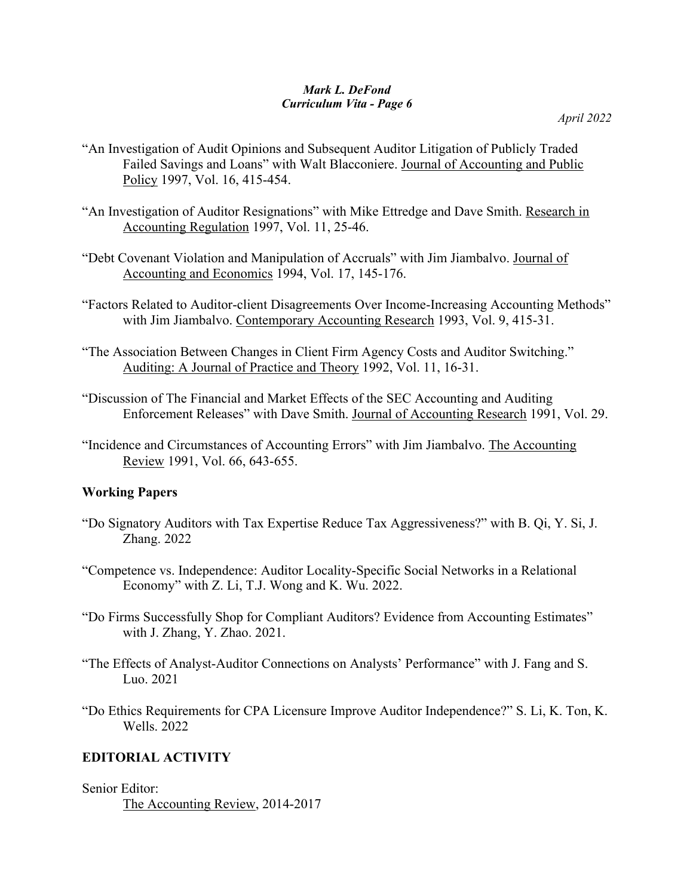"An Investigation of Audit Opinions and Subsequent Auditor Litigation of Publicly Traded Failed Savings and Loans" with Walt Blacconiere. Journal of Accounting and Public Policy 1997, Vol. 16, 415-454.

"An Investigation of Auditor Resignations" with Mike Ettredge and Dave Smith. Research in Accounting Regulation 1997, Vol. 11, 25-46.

"Debt Covenant Violation and Manipulation of Accruals" with Jim Jiambalvo. Journal of Accounting and Economics 1994, Vol. 17, 145-176.

"Factors Related to Auditor-client Disagreements Over Income-Increasing Accounting Methods" with Jim Jiambalvo. Contemporary Accounting Research 1993, Vol. 9, 415-31.

"The Association Between Changes in Client Firm Agency Costs and Auditor Switching." Auditing: A Journal of Practice and Theory 1992, Vol. 11, 16-31.

"Discussion of The Financial and Market Effects of the SEC Accounting and Auditing Enforcement Releases" with Dave Smith. Journal of Accounting Research 1991, Vol. 29.

"Incidence and Circumstances of Accounting Errors" with Jim Jiambalvo. The Accounting Review 1991, Vol. 66, 643-655.

### Working Papers

"Do Signatory Auditors with Tax Expertise Reduce Tax Aggressiveness?" with B. Qi, Y. Si, J. Zhang. 2022

"Competence vs. Independence: Auditor Locality-Specific Social Networks in a Relational Economy" with Z. Li, T.J. Wong and K. Wu. 2022.

"Do Firms Successfully Shop for Compliant Auditors? Evidence from Accounting Estimates" with J. Zhang, Y. Zhao. 2021.

"The Effects of Analyst-Auditor Connections on Analysts' Performance" with J. Fang and S. Luo. 2021

"Do Ethics Requirements for CPA Licensure Improve Auditor Independence?" S. Li, K. Ton, K. Wells. 2022

## EDITORIAL ACTIVITY

Senior Editor:

The Accounting Review, 2014-2017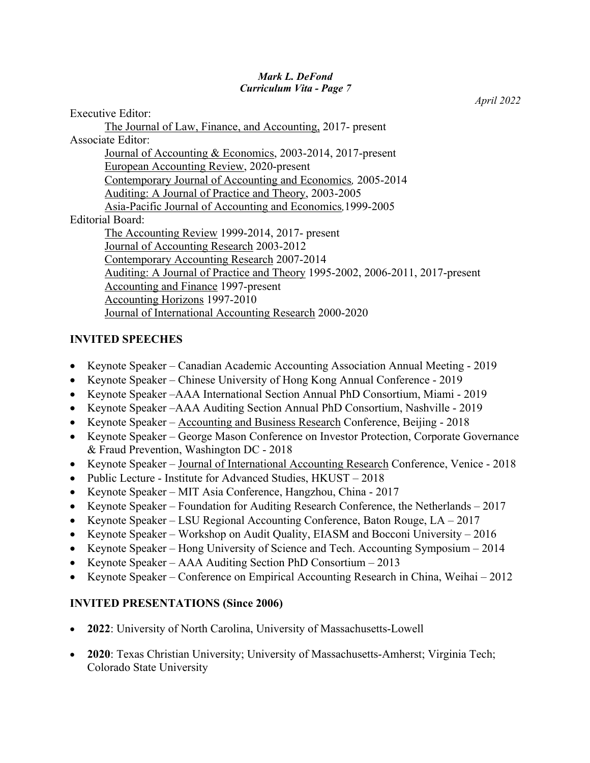Executive Editor:

- The Journal of Law, Finance, and Accounting, 2017- present

Associate Editor:

- Journal of Accounting & Economics, 2003-2014, 2017-present
- European Accounting Review, 2020-present
- Contemporary Journal of Accounting and Economics, 2005-2014
- Auditing: A Journal of Practice and Theory, 2003-2005
- Asia-Pacific Journal of Accounting and Economics, 1999-2005

Editorial Board:

- The Accounting Review 1999-2014, 2017- present
- Journal of Accounting Research 2003-2012
- Contemporary Accounting Research 2007-2014
- Auditing: A Journal of Practice and Theory 1995-2002, 2006-2011, 2017-present
- Accounting and Finance 1997-present
- Accounting Horizons 1997-2010
- Journal of International Accounting Research 2000-2020

## INVITED SPEECHES

- Keynote Speaker – Canadian Academic Accounting Association Annual Meeting - 2019
- Keynote Speaker – Chinese University of Hong Kong Annual Conference - 2019
- Keynote Speaker –AAA International Section Annual PhD Consortium, Miami - 2019
- Keynote Speaker –AAA Auditing Section Annual PhD Consortium, Nashville - 2019
- Keynote Speaker – Accounting and Business Research Conference, Beijing - 2018
- Keynote Speaker – George Mason Conference on Investor Protection, Corporate Governance & Fraud Prevention, Washington DC - 2018
- Keynote Speaker – Journal of International Accounting Research Conference, Venice - 2018
- Public Lecture - Institute for Advanced Studies, HKUST – 2018
- Keynote Speaker – MIT Asia Conference, Hangzhou, China - 2017
- Keynote Speaker – Foundation for Auditing Research Conference, the Netherlands – 2017
- Keynote Speaker – LSU Regional Accounting Conference, Baton Rouge, LA – 2017
- Keynote Speaker – Workshop on Audit Quality, EIASM and Bocconi University – 2016
- Keynote Speaker – Hong University of Science and Tech. Accounting Symposium – 2014
- Keynote Speaker – AAA Auditing Section PhD Consortium – 2013
- Keynote Speaker – Conference on Empirical Accounting Research in China, Weihai – 2012

## INVITED PRESENTATIONS (Since 2006)

- **2022**: University of North Carolina, University of Massachusetts-Lowell

- **2020**: Texas Christian University; University of Massachusetts-Amherst; Virginia Tech; Colorado State University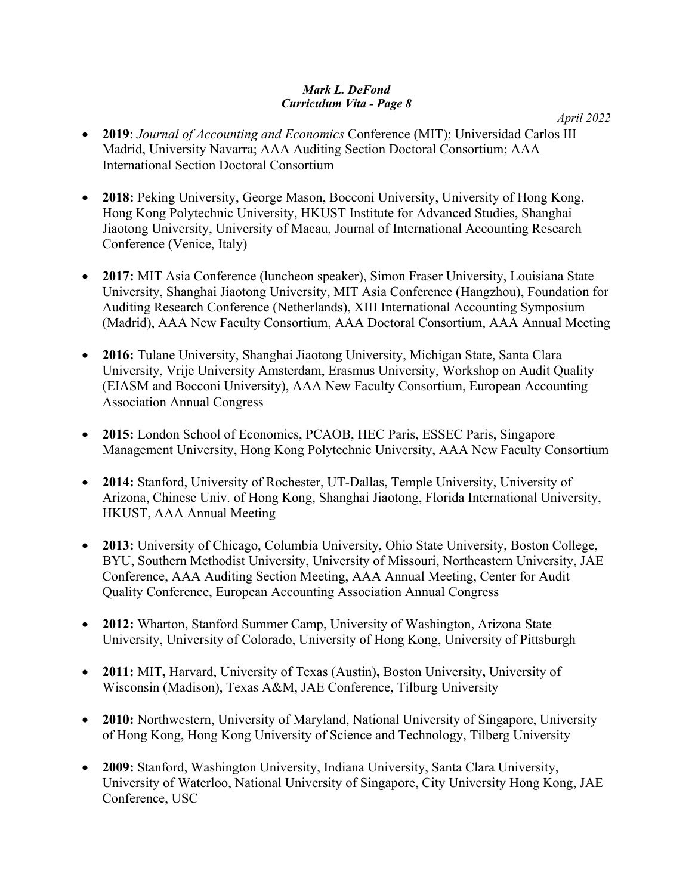- **2019**: *Journal of Accounting and Economics* Conference (MIT); Universidad Carlos III Madrid, University Navarra; AAA Auditing Section Doctoral Consortium; AAA International Section Doctoral Consortium

- **2018:** Peking University, George Mason, Bocconi University, University of Hong Kong, Hong Kong Polytechnic University, HKUST Institute for Advanced Studies, Shanghai Jiaotong University, University of Macau, Journal of International Accounting Research Conference (Venice, Italy)

- **2017:** MIT Asia Conference (luncheon speaker), Simon Fraser University, Louisiana State University, Shanghai Jiaotong University, MIT Asia Conference (Hangzhou), Foundation for Auditing Research Conference (Netherlands), XIII International Accounting Symposium (Madrid), AAA New Faculty Consortium, AAA Doctoral Consortium, AAA Annual Meeting

- **2016:** Tulane University, Shanghai Jiaotong University, Michigan State, Santa Clara University, Vrije University Amsterdam, Erasmus University, Workshop on Audit Quality (EIASM and Bocconi University), AAA New Faculty Consortium, European Accounting Association Annual Congress

- **2015:** London School of Economics, PCAOB, HEC Paris, ESSEC Paris, Singapore Management University, Hong Kong Polytechnic University, AAA New Faculty Consortium

- **2014:** Stanford, University of Rochester, UT-Dallas, Temple University, University of Arizona, Chinese Univ. of Hong Kong, Shanghai Jiaotong, Florida International University, HKUST, AAA Annual Meeting

- **2013:** University of Chicago, Columbia University, Ohio State University, Boston College, BYU, Southern Methodist University, University of Missouri, Northeastern University, JAE Conference, AAA Auditing Section Meeting, AAA Annual Meeting, Center for Audit Quality Conference, European Accounting Association Annual Congress

- **2012:** Wharton, Stanford Summer Camp, University of Washington, Arizona State University, University of Colorado, University of Hong Kong, University of Pittsburgh

- **2011:** MIT**,** Harvard, University of Texas (Austin)**,** Boston University**,** University of Wisconsin (Madison), Texas A&M, JAE Conference, Tilburg University

- **2010:** Northwestern, University of Maryland, National University of Singapore, University of Hong Kong, Hong Kong University of Science and Technology, Tilberg University

- **2009:** Stanford, Washington University, Indiana University, Santa Clara University, University of Waterloo, National University of Singapore, City University Hong Kong, JAE Conference, USC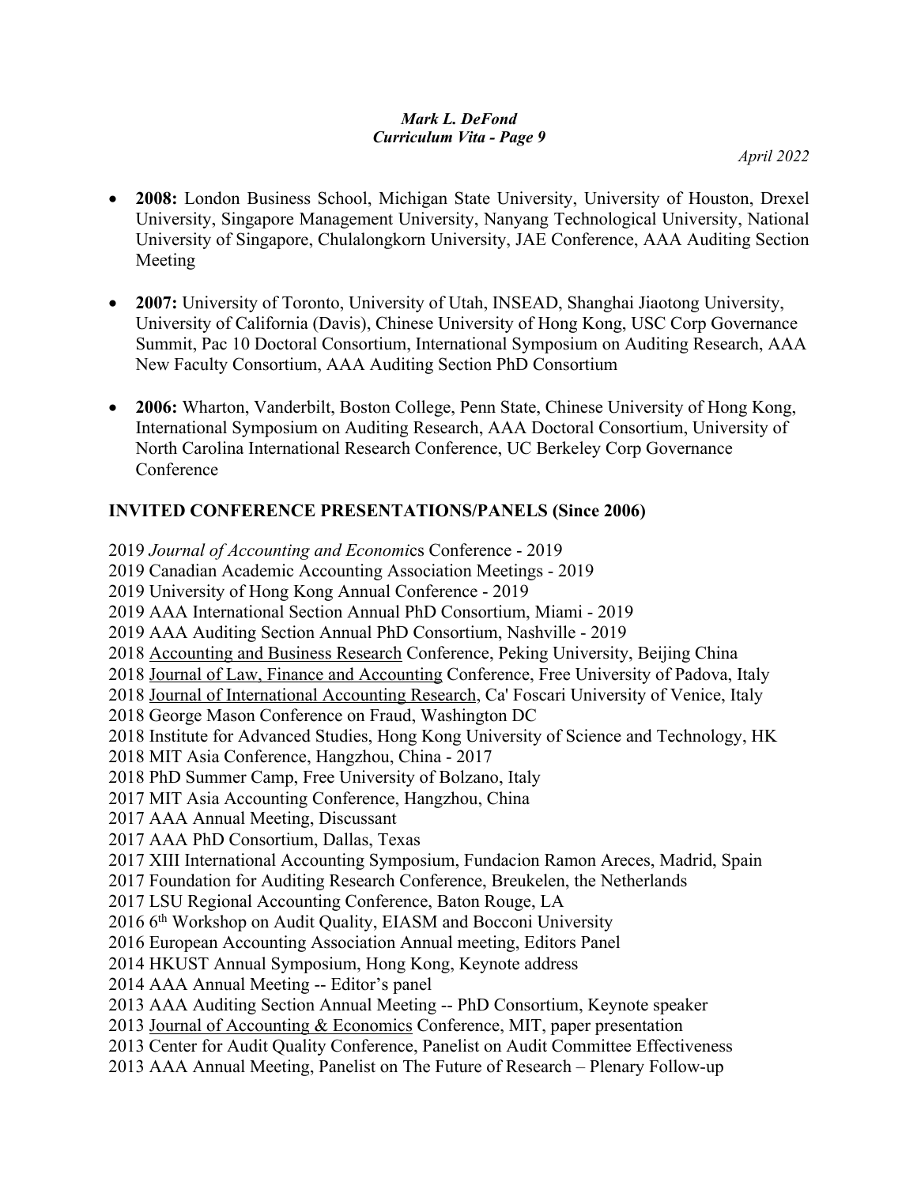- **2008:** London Business School, Michigan State University, University of Houston, Drexel University, Singapore Management University, Nanyang Technological University, National University of Singapore, Chulalongkorn University, JAE Conference, AAA Auditing Section Meeting

- **2007:** University of Toronto, University of Utah, INSEAD, Shanghai Jiaotong University, University of California (Davis), Chinese University of Hong Kong, USC Corp Governance Summit, Pac 10 Doctoral Consortium, International Symposium on Auditing Research, AAA New Faculty Consortium, AAA Auditing Section PhD Consortium

- **2006:** Wharton, Vanderbilt, Boston College, Penn State, Chinese University of Hong Kong, International Symposium on Auditing Research, AAA Doctoral Consortium, University of North Carolina International Research Conference, UC Berkeley Corp Governance Conference

## INVITED CONFERENCE PRESENTATIONS/PANELS (Since 2006)

2019 *Journal of Accounting and Economic*s Conference - 2019
2019 Canadian Academic Accounting Association Meetings - 2019
2019 University of Hong Kong Annual Conference - 2019
2019 AAA International Section Annual PhD Consortium, Miami - 2019
2019 AAA Auditing Section Annual PhD Consortium, Nashville - 2019
2018 Accounting and Business Research Conference, Peking University, Beijing China
2018 Journal of Law, Finance and Accounting Conference, Free University of Padova, Italy
2018 Journal of International Accounting Research, Ca' Foscari University of Venice, Italy
2018 George Mason Conference on Fraud, Washington DC
2018 Institute for Advanced Studies, Hong Kong University of Science and Technology, HK
2018 MIT Asia Conference, Hangzhou, China - 2017
2018 PhD Summer Camp, Free University of Bolzano, Italy
2017 MIT Asia Accounting Conference, Hangzhou, China
2017 AAA Annual Meeting, Discussant
2017 AAA PhD Consortium, Dallas, Texas
2017 XIII International Accounting Symposium, Fundacion Ramon Areces, Madrid, Spain
2017 Foundation for Auditing Research Conference, Breukelen, the Netherlands
2017 LSU Regional Accounting Conference, Baton Rouge, LA
2016 6th Workshop on Audit Quality, EIASM and Bocconi University
2016 European Accounting Association Annual meeting, Editors Panel
2014 HKUST Annual Symposium, Hong Kong, Keynote address
2014 AAA Annual Meeting -- Editor's panel
2013 AAA Auditing Section Annual Meeting -- PhD Consortium, Keynote speaker
2013 Journal of Accounting & Economics Conference, MIT, paper presentation
2013 Center for Audit Quality Conference, Panelist on Audit Committee Effectiveness
2013 AAA Annual Meeting, Panelist on The Future of Research – Plenary Follow-up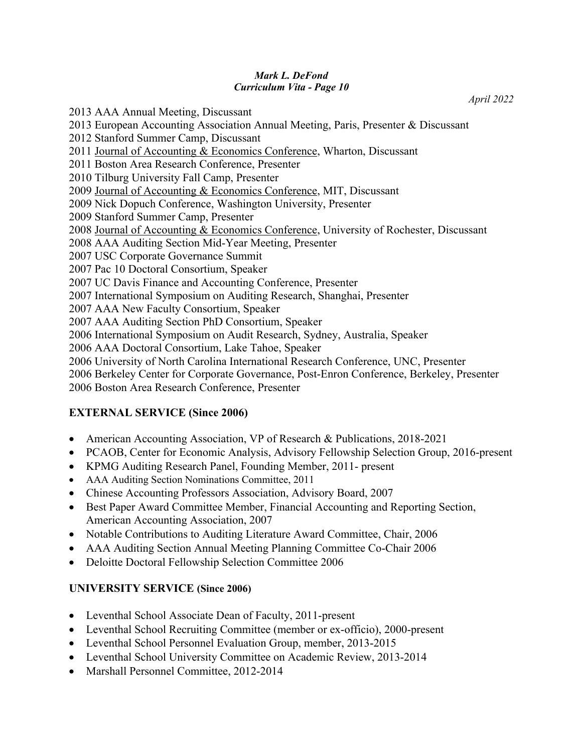April 2022

2013 AAA Annual Meeting, Discussant
2013 European Accounting Association Annual Meeting, Paris, Presenter & Discussant
2012 Stanford Summer Camp, Discussant
2011 Journal of Accounting & Economics Conference, Wharton, Discussant
2011 Boston Area Research Conference, Presenter
2010 Tilburg University Fall Camp, Presenter
2009 Journal of Accounting & Economics Conference, MIT, Discussant
2009 Nick Dopuch Conference, Washington University, Presenter
2009 Stanford Summer Camp, Presenter
2008 Journal of Accounting & Economics Conference, University of Rochester, Discussant
2008 AAA Auditing Section Mid-Year Meeting, Presenter
2007 USC Corporate Governance Summit
2007 Pac 10 Doctoral Consortium, Speaker
2007 UC Davis Finance and Accounting Conference, Presenter
2007 International Symposium on Auditing Research, Shanghai, Presenter
2007 AAA New Faculty Consortium, Speaker
2007 AAA Auditing Section PhD Consortium, Speaker
2006 International Symposium on Audit Research, Sydney, Australia, Speaker
2006 AAA Doctoral Consortium, Lake Tahoe, Speaker
2006 University of North Carolina International Research Conference, UNC, Presenter
2006 Berkeley Center for Corporate Governance, Post-Enron Conference, Berkeley, Presenter
2006 Boston Area Research Conference, Presenter

## EXTERNAL SERVICE (Since 2006)

- American Accounting Association, VP of Research & Publications, 2018-2021
- PCAOB, Center for Economic Analysis, Advisory Fellowship Selection Group, 2016-present
- KPMG Auditing Research Panel, Founding Member, 2011- present
- AAA Auditing Section Nominations Committee, 2011
- Chinese Accounting Professors Association, Advisory Board, 2007
- Best Paper Award Committee Member, Financial Accounting and Reporting Section, American Accounting Association, 2007
- Notable Contributions to Auditing Literature Award Committee, Chair, 2006
- AAA Auditing Section Annual Meeting Planning Committee Co-Chair 2006
- Deloitte Doctoral Fellowship Selection Committee 2006

## UNIVERSITY SERVICE (Since 2006)

- Leventhal School Associate Dean of Faculty, 2011-present
- Leventhal School Recruiting Committee (member or ex-officio), 2000-present
- Leventhal School Personnel Evaluation Group, member, 2013-2015
- Leventhal School University Committee on Academic Review, 2013-2014
- Marshall Personnel Committee, 2012-2014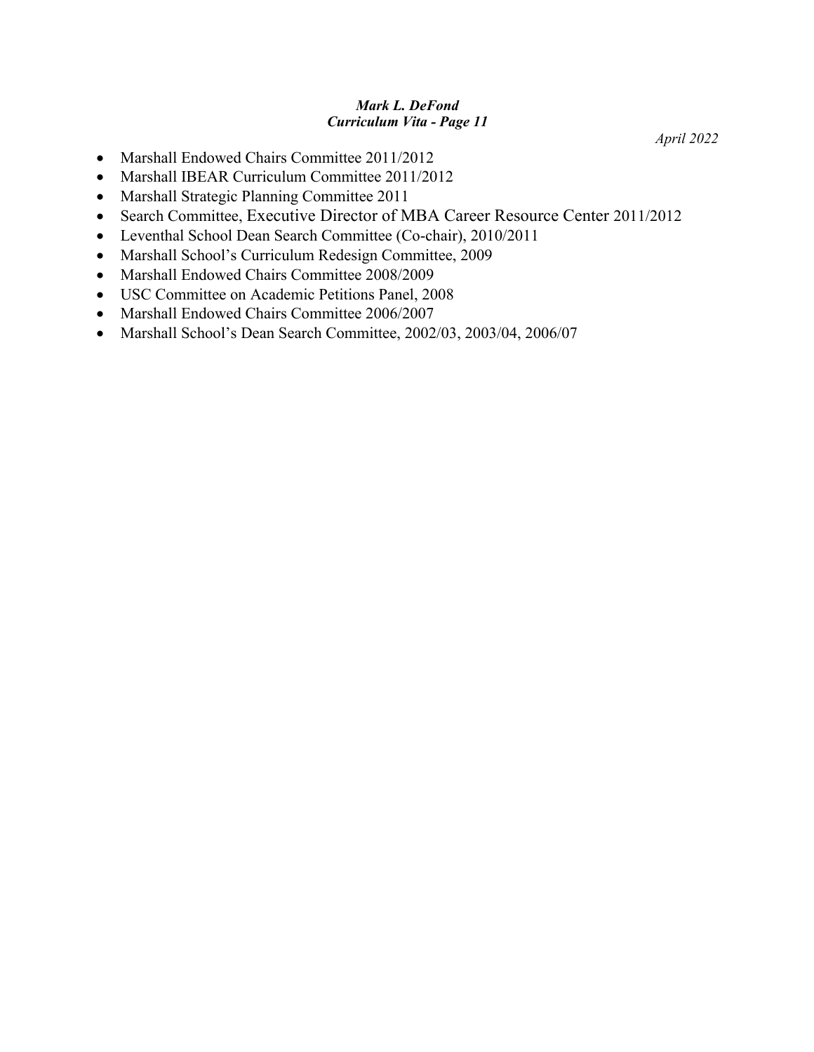- Marshall Endowed Chairs Committee 2011/2012
- Marshall IBEAR Curriculum Committee 2011/2012
- Marshall Strategic Planning Committee 2011
- Search Committee, Executive Director of MBA Career Resource Center 2011/2012
- Leventhal School Dean Search Committee (Co-chair), 2010/2011
- Marshall School's Curriculum Redesign Committee, 2009
- Marshall Endowed Chairs Committee 2008/2009
- USC Committee on Academic Petitions Panel, 2008
- Marshall Endowed Chairs Committee 2006/2007
- Marshall School's Dean Search Committee, 2002/03, 2003/04, 2006/07